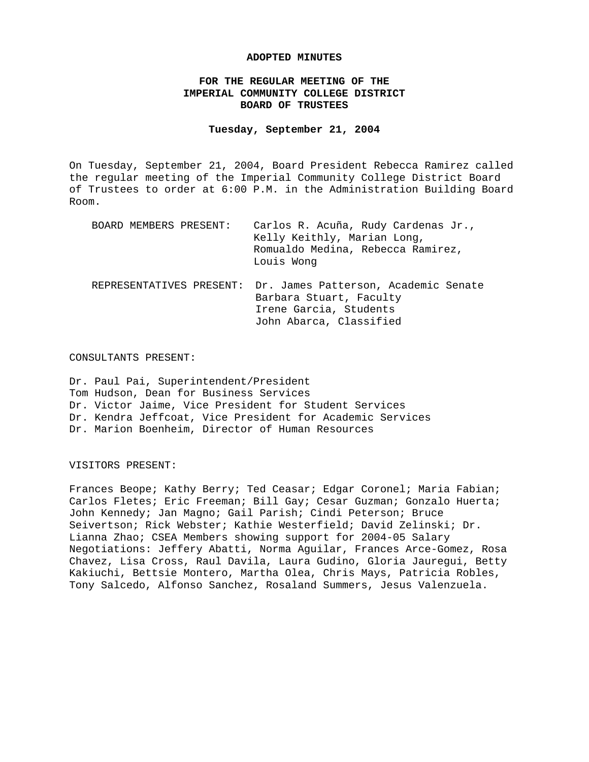# ADOPTED MINUTES

## FOR THE REGULAR MEETING OF THE IMPERIAL COMMUNITY COLLEGE DISTRICT BOARD OF TRUSTEES

**Tuesday, September 21, 2004**

On Tuesday, September 21, 2004, Board President Rebecca Ramirez called the regular meeting of the Imperial Community College District Board of Trustees to order at 6:00 P.M. in the Administration Building Board Room.

BOARD MEMBERS PRESENT: Carlos R. Acuña, Rudy Cardenas Jr., Kelly Keithly, Marian Long, Romualdo Medina, Rebecca Ramirez, Louis Wong

REPRESENTATIVES PRESENT: Dr. James Patterson, Academic Senate
Barbara Stuart, Faculty
Irene Garcia, Students
John Abarca, Classified

CONSULTANTS PRESENT:

Dr. Paul Pai, Superintendent/President
Tom Hudson, Dean for Business Services
Dr. Victor Jaime, Vice President for Student Services
Dr. Kendra Jeffcoat, Vice President for Academic Services
Dr. Marion Boenheim, Director of Human Resources

VISITORS PRESENT:

Frances Beope; Kathy Berry; Ted Ceasar; Edgar Coronel; Maria Fabian; Carlos Fletes; Eric Freeman; Bill Gay; Cesar Guzman; Gonzalo Huerta; John Kennedy; Jan Magno; Gail Parish; Cindi Peterson; Bruce Seivertson; Rick Webster; Kathie Westerfield; David Zelinski; Dr. Lianna Zhao; CSEA Members showing support for 2004-05 Salary Negotiations: Jeffery Abatti, Norma Aguilar, Frances Arce-Gomez, Rosa Chavez, Lisa Cross, Raul Davila, Laura Gudino, Gloria Jauregui, Betty Kakiuchi, Bettsie Montero, Martha Olea, Chris Mays, Patricia Robles, Tony Salcedo, Alfonso Sanchez, Rosaland Summers, Jesus Valenzuela.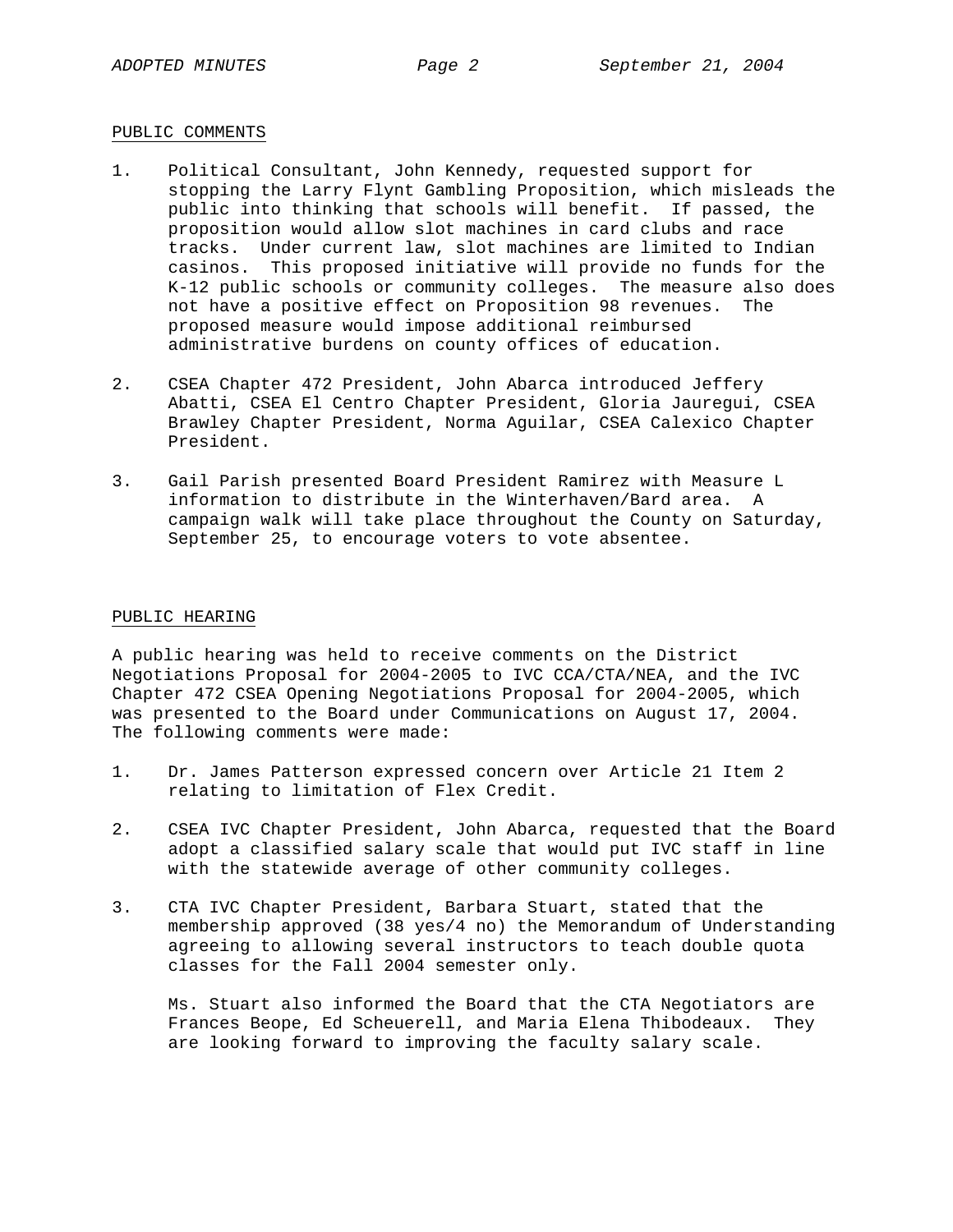## PUBLIC COMMENTS

1. Political Consultant, John Kennedy, requested support for stopping the Larry Flynt Gambling Proposition, which misleads the public into thinking that schools will benefit. If passed, the proposition would allow slot machines in card clubs and race tracks. Under current law, slot machines are limited to Indian casinos. This proposed initiative will provide no funds for the K-12 public schools or community colleges. The measure also does not have a positive effect on Proposition 98 revenues. The proposed measure would impose additional reimbursed administrative burdens on county offices of education.

2. CSEA Chapter 472 President, John Abarca introduced Jeffery Abatti, CSEA El Centro Chapter President, Gloria Jauregui, CSEA Brawley Chapter President, Norma Aguilar, CSEA Calexico Chapter President.

3. Gail Parish presented Board President Ramirez with Measure L information to distribute in the Winterhaven/Bard area. A campaign walk will take place throughout the County on Saturday, September 25, to encourage voters to vote absentee.

## PUBLIC HEARING

A public hearing was held to receive comments on the District Negotiations Proposal for 2004-2005 to IVC CCA/CTA/NEA, and the IVC Chapter 472 CSEA Opening Negotiations Proposal for 2004-2005, which was presented to the Board under Communications on August 17, 2004. The following comments were made:

1. Dr. James Patterson expressed concern over Article 21 Item 2 relating to limitation of Flex Credit.

2. CSEA IVC Chapter President, John Abarca, requested that the Board adopt a classified salary scale that would put IVC staff in line with the statewide average of other community colleges.

3. CTA IVC Chapter President, Barbara Stuart, stated that the membership approved (38 yes/4 no) the Memorandum of Understanding agreeing to allowing several instructors to teach double quota classes for the Fall 2004 semester only.

   Ms. Stuart also informed the Board that the CTA Negotiators are Frances Beope, Ed Scheuerell, and Maria Elena Thibodeaux. They are looking forward to improving the faculty salary scale.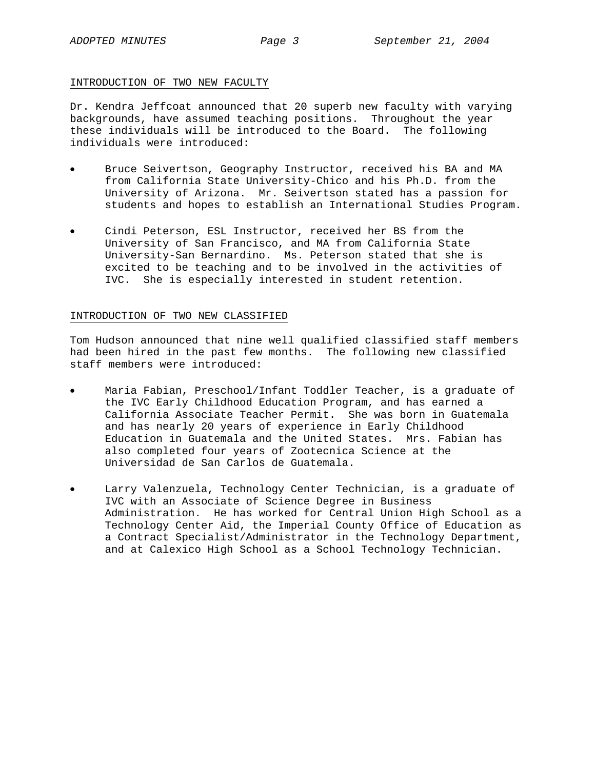## INTRODUCTION OF TWO NEW FACULTY

Dr. Kendra Jeffcoat announced that 20 superb new faculty with varying backgrounds, have assumed teaching positions. Throughout the year these individuals will be introduced to the Board. The following individuals were introduced:

- Bruce Seivertson, Geography Instructor, received his BA and MA from California State University-Chico and his Ph.D. from the University of Arizona. Mr. Seivertson stated has a passion for students and hopes to establish an International Studies Program.
- Cindi Peterson, ESL Instructor, received her BS from the University of San Francisco, and MA from California State University-San Bernardino. Ms. Peterson stated that she is excited to be teaching and to be involved in the activities of IVC. She is especially interested in student retention.

## INTRODUCTION OF TWO NEW CLASSIFIED

Tom Hudson announced that nine well qualified classified staff members had been hired in the past few months. The following new classified staff members were introduced:

- Maria Fabian, Preschool/Infant Toddler Teacher, is a graduate of the IVC Early Childhood Education Program, and has earned a California Associate Teacher Permit. She was born in Guatemala and has nearly 20 years of experience in Early Childhood Education in Guatemala and the United States. Mrs. Fabian has also completed four years of Zootecnica Science at the Universidad de San Carlos de Guatemala.
- Larry Valenzuela, Technology Center Technician, is a graduate of IVC with an Associate of Science Degree in Business Administration. He has worked for Central Union High School as a Technology Center Aid, the Imperial County Office of Education as a Contract Specialist/Administrator in the Technology Department, and at Calexico High School as a School Technology Technician.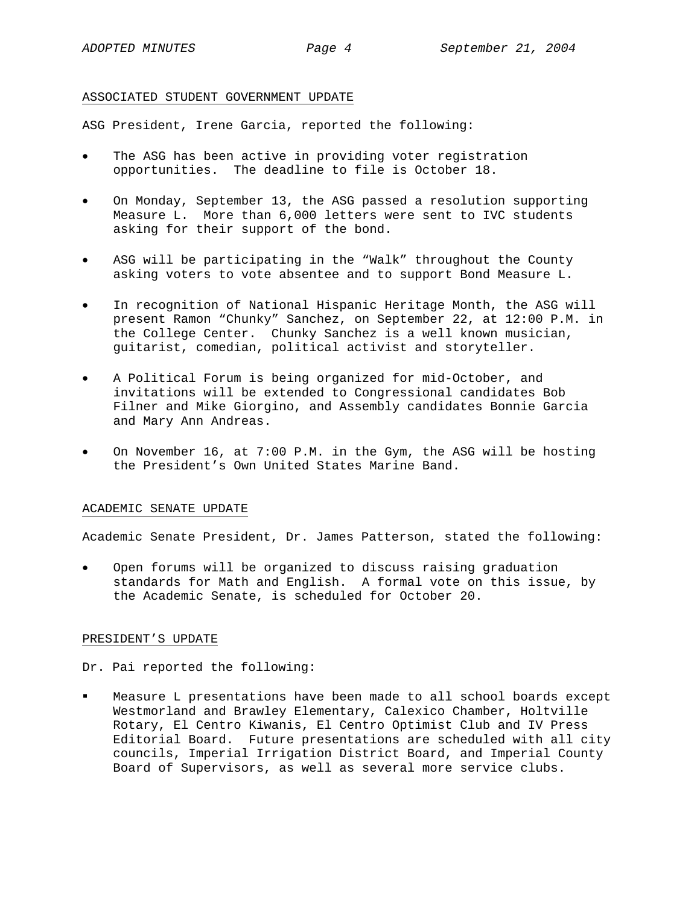## ASSOCIATED STUDENT GOVERNMENT UPDATE

ASG President, Irene Garcia, reported the following:

- The ASG has been active in providing voter registration opportunities. The deadline to file is October 18.
- On Monday, September 13, the ASG passed a resolution supporting Measure L. More than 6,000 letters were sent to IVC students asking for their support of the bond.
- ASG will be participating in the "Walk" throughout the County asking voters to vote absentee and to support Bond Measure L.
- In recognition of National Hispanic Heritage Month, the ASG will present Ramon "Chunky" Sanchez, on September 22, at 12:00 P.M. in the College Center. Chunky Sanchez is a well known musician, guitarist, comedian, political activist and storyteller.
- A Political Forum is being organized for mid-October, and invitations will be extended to Congressional candidates Bob Filner and Mike Giorgino, and Assembly candidates Bonnie Garcia and Mary Ann Andreas.
- On November 16, at 7:00 P.M. in the Gym, the ASG will be hosting the President's Own United States Marine Band.

## ACADEMIC SENATE UPDATE

Academic Senate President, Dr. James Patterson, stated the following:

- Open forums will be organized to discuss raising graduation standards for Math and English. A formal vote on this issue, by the Academic Senate, is scheduled for October 20.

## PRESIDENT'S UPDATE

Dr. Pai reported the following:

- Measure L presentations have been made to all school boards except Westmorland and Brawley Elementary, Calexico Chamber, Holtville Rotary, El Centro Kiwanis, El Centro Optimist Club and IV Press Editorial Board. Future presentations are scheduled with all city councils, Imperial Irrigation District Board, and Imperial County Board of Supervisors, as well as several more service clubs.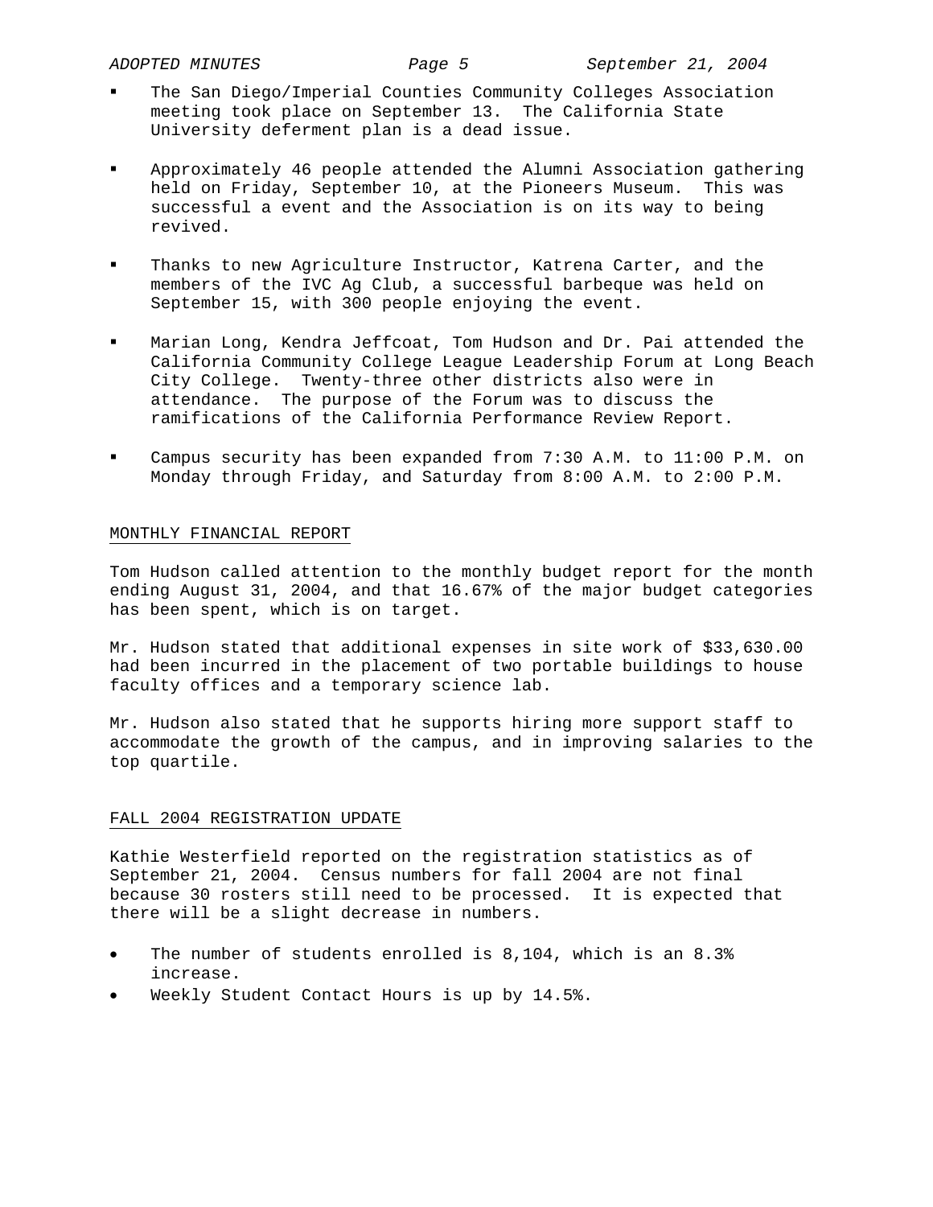- The San Diego/Imperial Counties Community Colleges Association meeting took place on September 13. The California State University deferment plan is a dead issue.

- Approximately 46 people attended the Alumni Association gathering held on Friday, September 10, at the Pioneers Museum. This was successful a event and the Association is on its way to being revived.

- Thanks to new Agriculture Instructor, Katrena Carter, and the members of the IVC Ag Club, a successful barbeque was held on September 15, with 300 people enjoying the event.

- Marian Long, Kendra Jeffcoat, Tom Hudson and Dr. Pai attended the California Community College League Leadership Forum at Long Beach City College. Twenty-three other districts also were in attendance. The purpose of the Forum was to discuss the ramifications of the California Performance Review Report.

- Campus security has been expanded from 7:30 A.M. to 11:00 P.M. on Monday through Friday, and Saturday from 8:00 A.M. to 2:00 P.M.

## MONTHLY FINANCIAL REPORT

Tom Hudson called attention to the monthly budget report for the month ending August 31, 2004, and that 16.67% of the major budget categories has been spent, which is on target.

Mr. Hudson stated that additional expenses in site work of $33,630.00 had been incurred in the placement of two portable buildings to house faculty offices and a temporary science lab.

Mr. Hudson also stated that he supports hiring more support staff to accommodate the growth of the campus, and in improving salaries to the top quartile.

## FALL 2004 REGISTRATION UPDATE

Kathie Westerfield reported on the registration statistics as of September 21, 2004. Census numbers for fall 2004 are not final because 30 rosters still need to be processed. It is expected that there will be a slight decrease in numbers.

- The number of students enrolled is 8,104, which is an 8.3% increase.
- Weekly Student Contact Hours is up by 14.5%.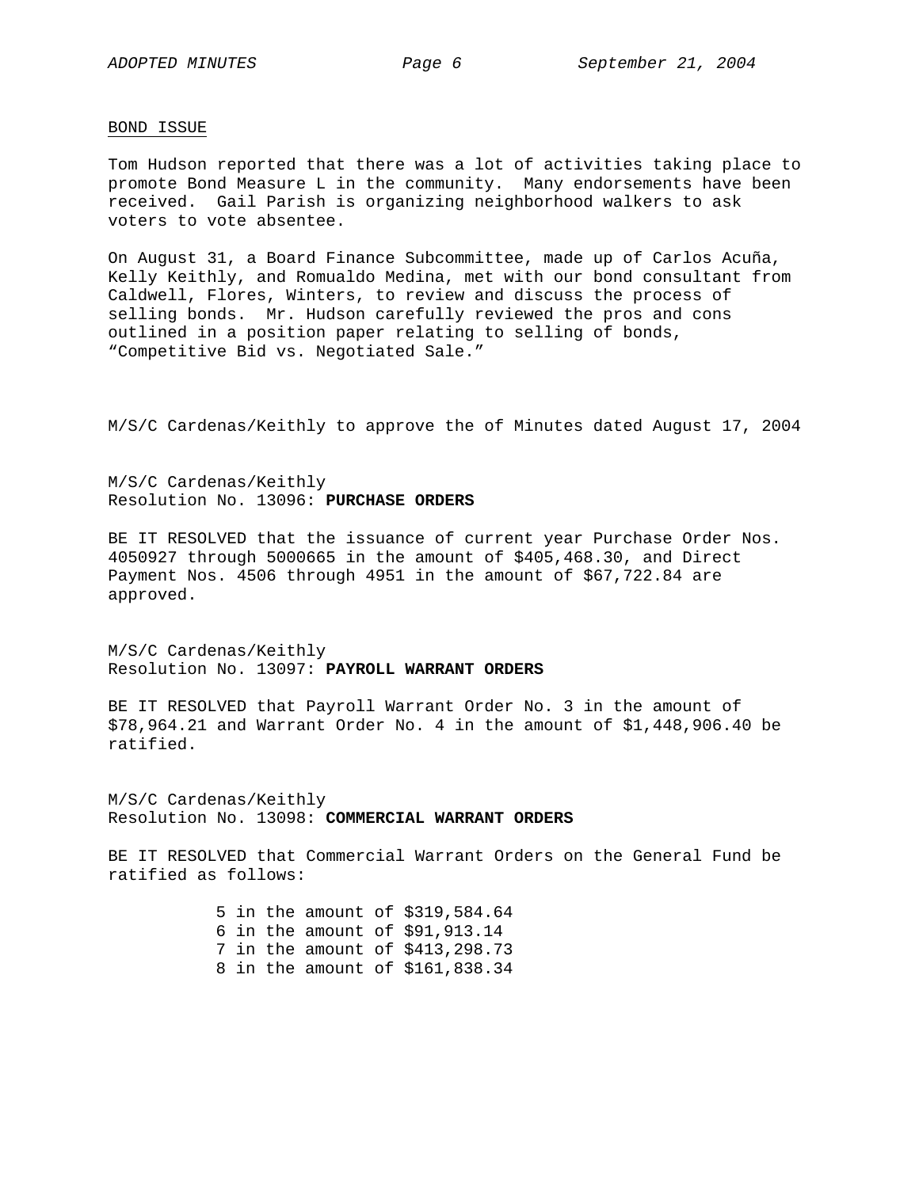BOND ISSUE

Tom Hudson reported that there was a lot of activities taking place to promote Bond Measure L in the community. Many endorsements have been received. Gail Parish is organizing neighborhood walkers to ask voters to vote absentee.

On August 31, a Board Finance Subcommittee, made up of Carlos Acuña, Kelly Keithly, and Romualdo Medina, met with our bond consultant from Caldwell, Flores, Winters, to review and discuss the process of selling bonds. Mr. Hudson carefully reviewed the pros and cons outlined in a position paper relating to selling of bonds, "Competitive Bid vs. Negotiated Sale."

M/S/C Cardenas/Keithly to approve the of Minutes dated August 17, 2004

M/S/C Cardenas/Keithly
Resolution No. 13096: **PURCHASE ORDERS**

BE IT RESOLVED that the issuance of current year Purchase Order Nos. 4050927 through 5000665 in the amount of $405,468.30, and Direct Payment Nos. 4506 through 4951 in the amount of $67,722.84 are approved.

M/S/C Cardenas/Keithly
Resolution No. 13097: **PAYROLL WARRANT ORDERS**

BE IT RESOLVED that Payroll Warrant Order No. 3 in the amount of $78,964.21 and Warrant Order No. 4 in the amount of $1,448,906.40 be ratified.

M/S/C Cardenas/Keithly
Resolution No. 13098: **COMMERCIAL WARRANT ORDERS**

BE IT RESOLVED that Commercial Warrant Orders on the General Fund be ratified as follows:

5 in the amount of $319,584.64
6 in the amount of $91,913.14
7 in the amount of $413,298.73
8 in the amount of $161,838.34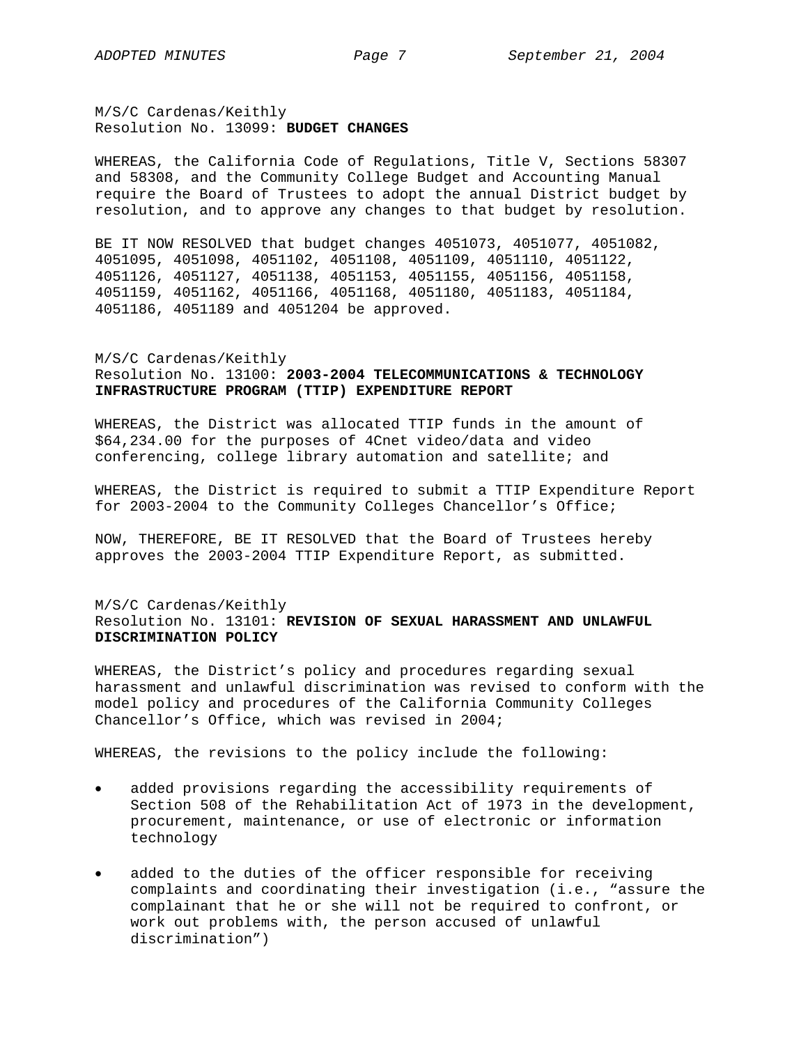M/S/C Cardenas/Keithly
Resolution No. 13099: **BUDGET CHANGES**

WHEREAS, the California Code of Regulations, Title V, Sections 58307 and 58308, and the Community College Budget and Accounting Manual require the Board of Trustees to adopt the annual District budget by resolution, and to approve any changes to that budget by resolution.

BE IT NOW RESOLVED that budget changes 4051073, 4051077, 4051082, 4051095, 4051098, 4051102, 4051108, 4051109, 4051110, 4051122, 4051126, 4051127, 4051138, 4051153, 4051155, 4051156, 4051158, 4051159, 4051162, 4051166, 4051168, 4051180, 4051183, 4051184, 4051186, 4051189 and 4051204 be approved.

M/S/C Cardenas/Keithly
Resolution No. 13100: **2003-2004 TELECOMMUNICATIONS & TECHNOLOGY INFRASTRUCTURE PROGRAM (TTIP) EXPENDITURE REPORT**

WHEREAS, the District was allocated TTIP funds in the amount of $64,234.00 for the purposes of 4Cnet video/data and video conferencing, college library automation and satellite; and

WHEREAS, the District is required to submit a TTIP Expenditure Report for 2003-2004 to the Community Colleges Chancellor's Office;

NOW, THEREFORE, BE IT RESOLVED that the Board of Trustees hereby approves the 2003-2004 TTIP Expenditure Report, as submitted.

M/S/C Cardenas/Keithly
Resolution No. 13101: **REVISION OF SEXUAL HARASSMENT AND UNLAWFUL DISCRIMINATION POLICY**

WHEREAS, the District's policy and procedures regarding sexual harassment and unlawful discrimination was revised to conform with the model policy and procedures of the California Community Colleges Chancellor's Office, which was revised in 2004;

WHEREAS, the revisions to the policy include the following:

- added provisions regarding the accessibility requirements of Section 508 of the Rehabilitation Act of 1973 in the development, procurement, maintenance, or use of electronic or information technology
- added to the duties of the officer responsible for receiving complaints and coordinating their investigation (i.e., "assure the complainant that he or she will not be required to confront, or work out problems with, the person accused of unlawful discrimination")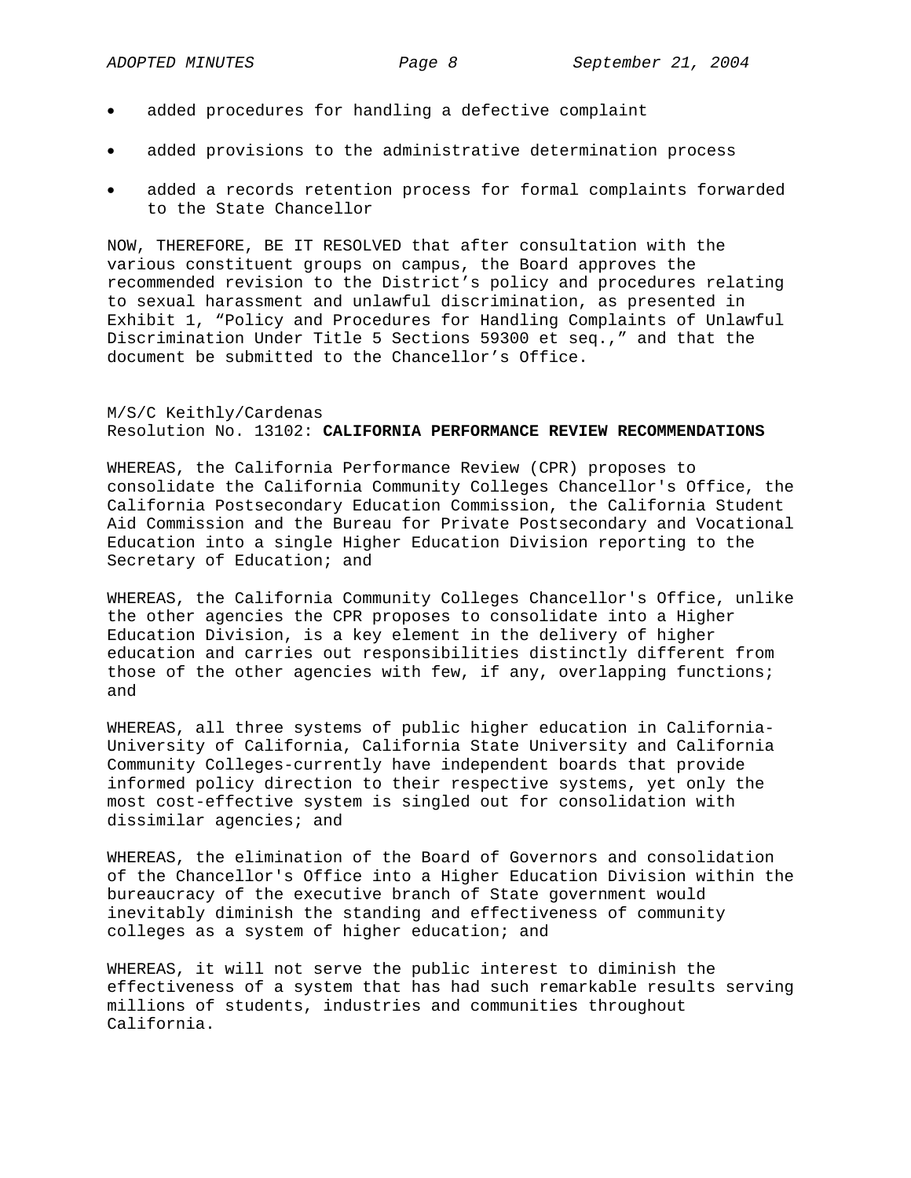- added procedures for handling a defective complaint
- added provisions to the administrative determination process
- added a records retention process for formal complaints forwarded to the State Chancellor

NOW, THEREFORE, BE IT RESOLVED that after consultation with the various constituent groups on campus, the Board approves the recommended revision to the District's policy and procedures relating to sexual harassment and unlawful discrimination, as presented in Exhibit 1, "Policy and Procedures for Handling Complaints of Unlawful Discrimination Under Title 5 Sections 59300 et seq.," and that the document be submitted to the Chancellor's Office.

M/S/C Keithly/Cardenas
Resolution No. 13102: **CALIFORNIA PERFORMANCE REVIEW RECOMMENDATIONS**

WHEREAS, the California Performance Review (CPR) proposes to consolidate the California Community Colleges Chancellor's Office, the California Postsecondary Education Commission, the California Student Aid Commission and the Bureau for Private Postsecondary and Vocational Education into a single Higher Education Division reporting to the Secretary of Education; and

WHEREAS, the California Community Colleges Chancellor's Office, unlike the other agencies the CPR proposes to consolidate into a Higher Education Division, is a key element in the delivery of higher education and carries out responsibilities distinctly different from those of the other agencies with few, if any, overlapping functions; and

WHEREAS, all three systems of public higher education in California-University of California, California State University and California Community Colleges-currently have independent boards that provide informed policy direction to their respective systems, yet only the most cost-effective system is singled out for consolidation with dissimilar agencies; and

WHEREAS, the elimination of the Board of Governors and consolidation of the Chancellor's Office into a Higher Education Division within the bureaucracy of the executive branch of State government would inevitably diminish the standing and effectiveness of community colleges as a system of higher education; and

WHEREAS, it will not serve the public interest to diminish the effectiveness of a system that has had such remarkable results serving millions of students, industries and communities throughout California.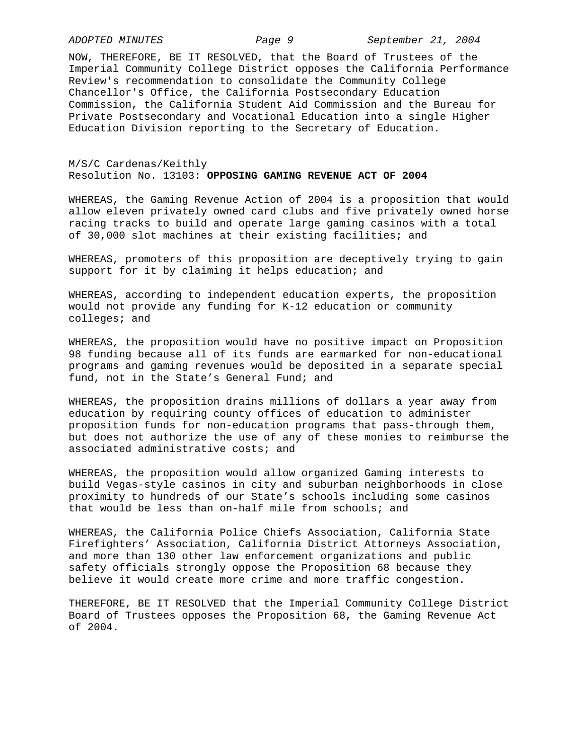NOW, THEREFORE, BE IT RESOLVED, that the Board of Trustees of the Imperial Community College District opposes the California Performance Review's recommendation to consolidate the Community College Chancellor's Office, the California Postsecondary Education Commission, the California Student Aid Commission and the Bureau for Private Postsecondary and Vocational Education into a single Higher Education Division reporting to the Secretary of Education.

M/S/C Cardenas/Keithly
Resolution No. 13103: **OPPOSING GAMING REVENUE ACT OF 2004**

WHEREAS, the Gaming Revenue Action of 2004 is a proposition that would allow eleven privately owned card clubs and five privately owned horse racing tracks to build and operate large gaming casinos with a total of 30,000 slot machines at their existing facilities; and

WHEREAS, promoters of this proposition are deceptively trying to gain support for it by claiming it helps education; and

WHEREAS, according to independent education experts, the proposition would not provide any funding for K-12 education or community colleges; and

WHEREAS, the proposition would have no positive impact on Proposition 98 funding because all of its funds are earmarked for non-educational programs and gaming revenues would be deposited in a separate special fund, not in the State's General Fund; and

WHEREAS, the proposition drains millions of dollars a year away from education by requiring county offices of education to administer proposition funds for non-education programs that pass-through them, but does not authorize the use of any of these monies to reimburse the associated administrative costs; and

WHEREAS, the proposition would allow organized Gaming interests to build Vegas-style casinos in city and suburban neighborhoods in close proximity to hundreds of our State's schools including some casinos that would be less than on-half mile from schools; and

WHEREAS, the California Police Chiefs Association, California State Firefighters' Association, California District Attorneys Association, and more than 130 other law enforcement organizations and public safety officials strongly oppose the Proposition 68 because they believe it would create more crime and more traffic congestion.

THEREFORE, BE IT RESOLVED that the Imperial Community College District Board of Trustees opposes the Proposition 68, the Gaming Revenue Act of 2004.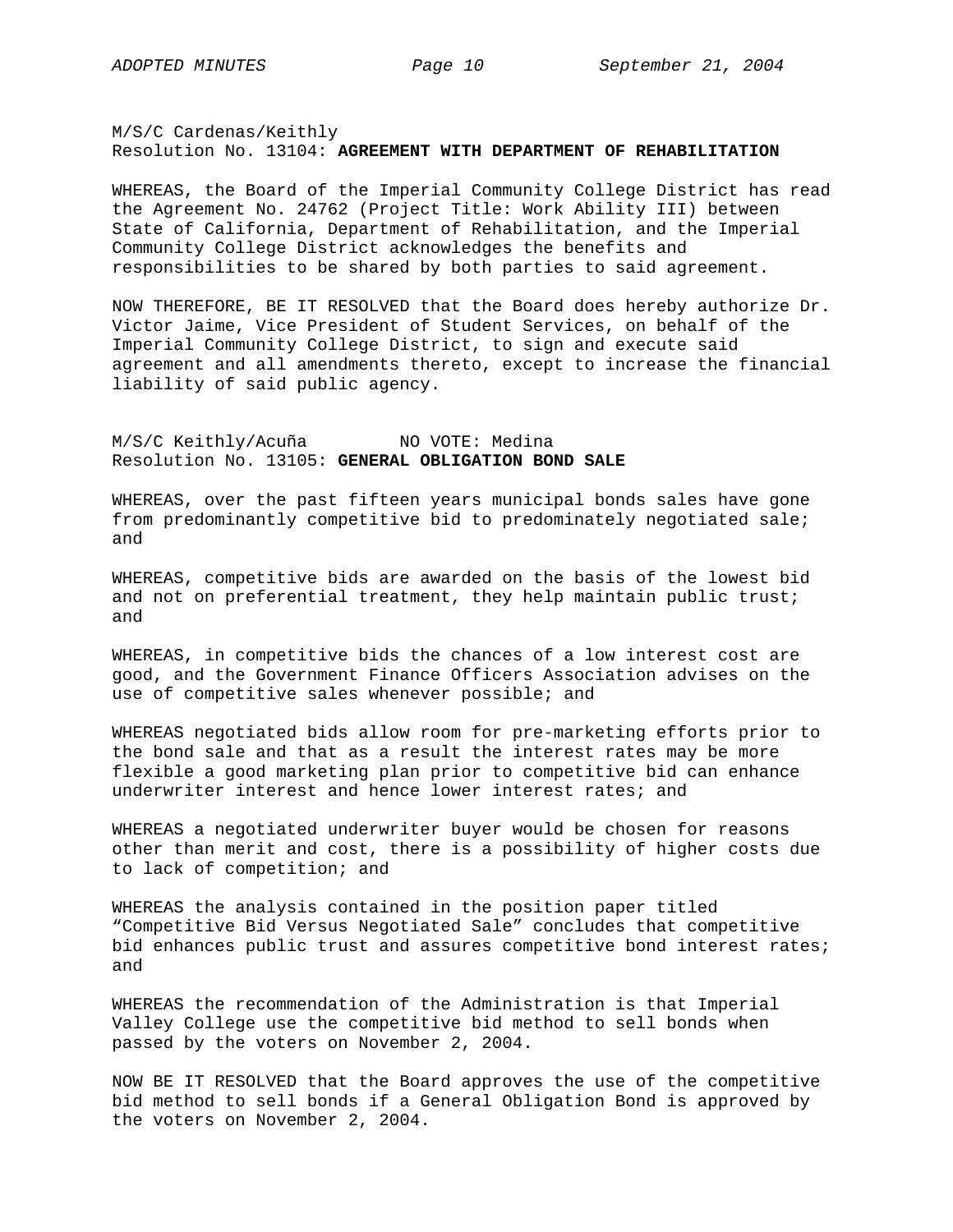M/S/C Cardenas/Keithly
Resolution No. 13104: **AGREEMENT WITH DEPARTMENT OF REHABILITATION**

WHEREAS, the Board of the Imperial Community College District has read the Agreement No. 24762 (Project Title: Work Ability III) between State of California, Department of Rehabilitation, and the Imperial Community College District acknowledges the benefits and responsibilities to be shared by both parties to said agreement.

NOW THEREFORE, BE IT RESOLVED that the Board does hereby authorize Dr. Victor Jaime, Vice President of Student Services, on behalf of the Imperial Community College District, to sign and execute said agreement and all amendments thereto, except to increase the financial liability of said public agency.

M/S/C Keithly/Acuña NO VOTE: Medina
Resolution No. 13105: **GENERAL OBLIGATION BOND SALE**

WHEREAS, over the past fifteen years municipal bonds sales have gone from predominantly competitive bid to predominately negotiated sale; and

WHEREAS, competitive bids are awarded on the basis of the lowest bid and not on preferential treatment, they help maintain public trust; and

WHEREAS, in competitive bids the chances of a low interest cost are good, and the Government Finance Officers Association advises on the use of competitive sales whenever possible; and

WHEREAS negotiated bids allow room for pre-marketing efforts prior to the bond sale and that as a result the interest rates may be more flexible a good marketing plan prior to competitive bid can enhance underwriter interest and hence lower interest rates; and

WHEREAS a negotiated underwriter buyer would be chosen for reasons other than merit and cost, there is a possibility of higher costs due to lack of competition; and

WHEREAS the analysis contained in the position paper titled "Competitive Bid Versus Negotiated Sale" concludes that competitive bid enhances public trust and assures competitive bond interest rates; and

WHEREAS the recommendation of the Administration is that Imperial Valley College use the competitive bid method to sell bonds when passed by the voters on November 2, 2004.

NOW BE IT RESOLVED that the Board approves the use of the competitive bid method to sell bonds if a General Obligation Bond is approved by the voters on November 2, 2004.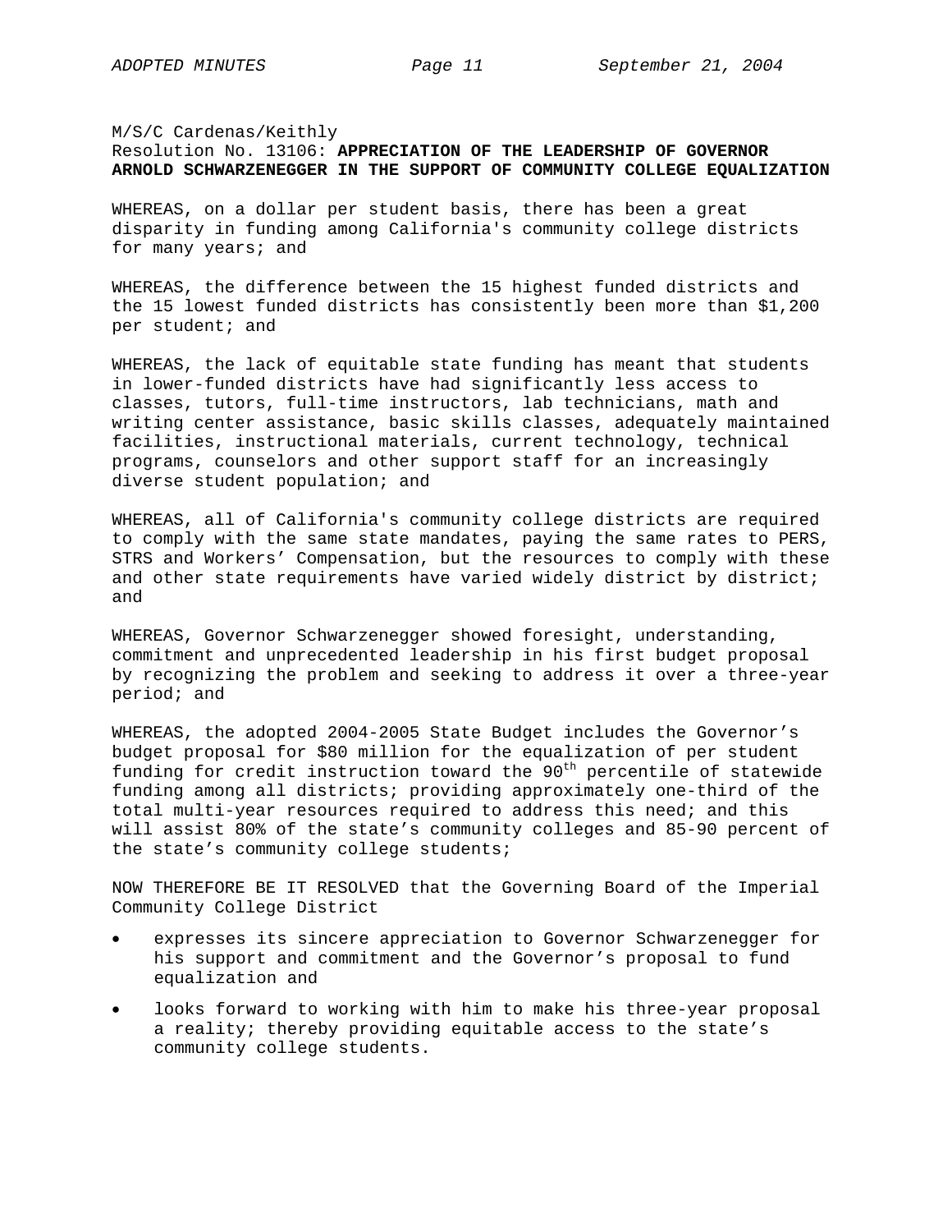M/S/C Cardenas/Keithly
Resolution No. 13106: **APPRECIATION OF THE LEADERSHIP OF GOVERNOR ARNOLD SCHWARZENEGGER IN THE SUPPORT OF COMMUNITY COLLEGE EQUALIZATION**

WHEREAS, on a dollar per student basis, there has been a great disparity in funding among California's community college districts for many years; and

WHEREAS, the difference between the 15 highest funded districts and the 15 lowest funded districts has consistently been more than $1,200 per student; and

WHEREAS, the lack of equitable state funding has meant that students in lower-funded districts have had significantly less access to classes, tutors, full-time instructors, lab technicians, math and writing center assistance, basic skills classes, adequately maintained facilities, instructional materials, current technology, technical programs, counselors and other support staff for an increasingly diverse student population; and

WHEREAS, all of California's community college districts are required to comply with the same state mandates, paying the same rates to PERS, STRS and Workers' Compensation, but the resources to comply with these and other state requirements have varied widely district by district; and

WHEREAS, Governor Schwarzenegger showed foresight, understanding, commitment and unprecedented leadership in his first budget proposal by recognizing the problem and seeking to address it over a three-year period; and

WHEREAS, the adopted 2004-2005 State Budget includes the Governor's budget proposal for $80 million for the equalization of per student funding for credit instruction toward the 90th percentile of statewide funding among all districts; providing approximately one-third of the total multi-year resources required to address this need; and this will assist 80% of the state's community colleges and 85-90 percent of the state's community college students;

NOW THEREFORE BE IT RESOLVED that the Governing Board of the Imperial Community College District

- expresses its sincere appreciation to Governor Schwarzenegger for his support and commitment and the Governor's proposal to fund equalization and
- looks forward to working with him to make his three-year proposal a reality; thereby providing equitable access to the state's community college students.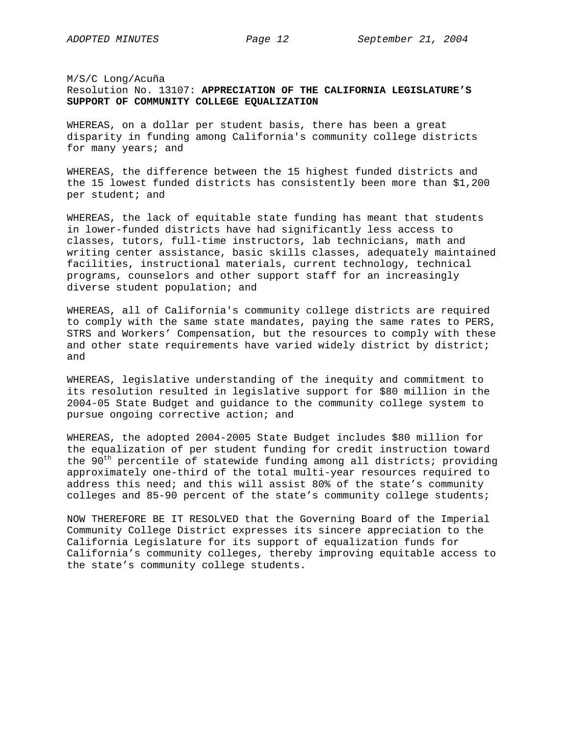M/S/C Long/Acuña
Resolution No. 13107: **APPRECIATION OF THE CALIFORNIA LEGISLATURE'S SUPPORT OF COMMUNITY COLLEGE EQUALIZATION**

WHEREAS, on a dollar per student basis, there has been a great disparity in funding among California's community college districts for many years; and

WHEREAS, the difference between the 15 highest funded districts and the 15 lowest funded districts has consistently been more than $1,200 per student; and

WHEREAS, the lack of equitable state funding has meant that students in lower-funded districts have had significantly less access to classes, tutors, full-time instructors, lab technicians, math and writing center assistance, basic skills classes, adequately maintained facilities, instructional materials, current technology, technical programs, counselors and other support staff for an increasingly diverse student population; and

WHEREAS, all of California's community college districts are required to comply with the same state mandates, paying the same rates to PERS, STRS and Workers' Compensation, but the resources to comply with these and other state requirements have varied widely district by district; and

WHEREAS, legislative understanding of the inequity and commitment to its resolution resulted in legislative support for $80 million in the 2004-05 State Budget and guidance to the community college system to pursue ongoing corrective action; and

WHEREAS, the adopted 2004-2005 State Budget includes $80 million for the equalization of per student funding for credit instruction toward the 90th percentile of statewide funding among all districts; providing approximately one-third of the total multi-year resources required to address this need; and this will assist 80% of the state's community colleges and 85-90 percent of the state's community college students;

NOW THEREFORE BE IT RESOLVED that the Governing Board of the Imperial Community College District expresses its sincere appreciation to the California Legislature for its support of equalization funds for California's community colleges, thereby improving equitable access to the state's community college students.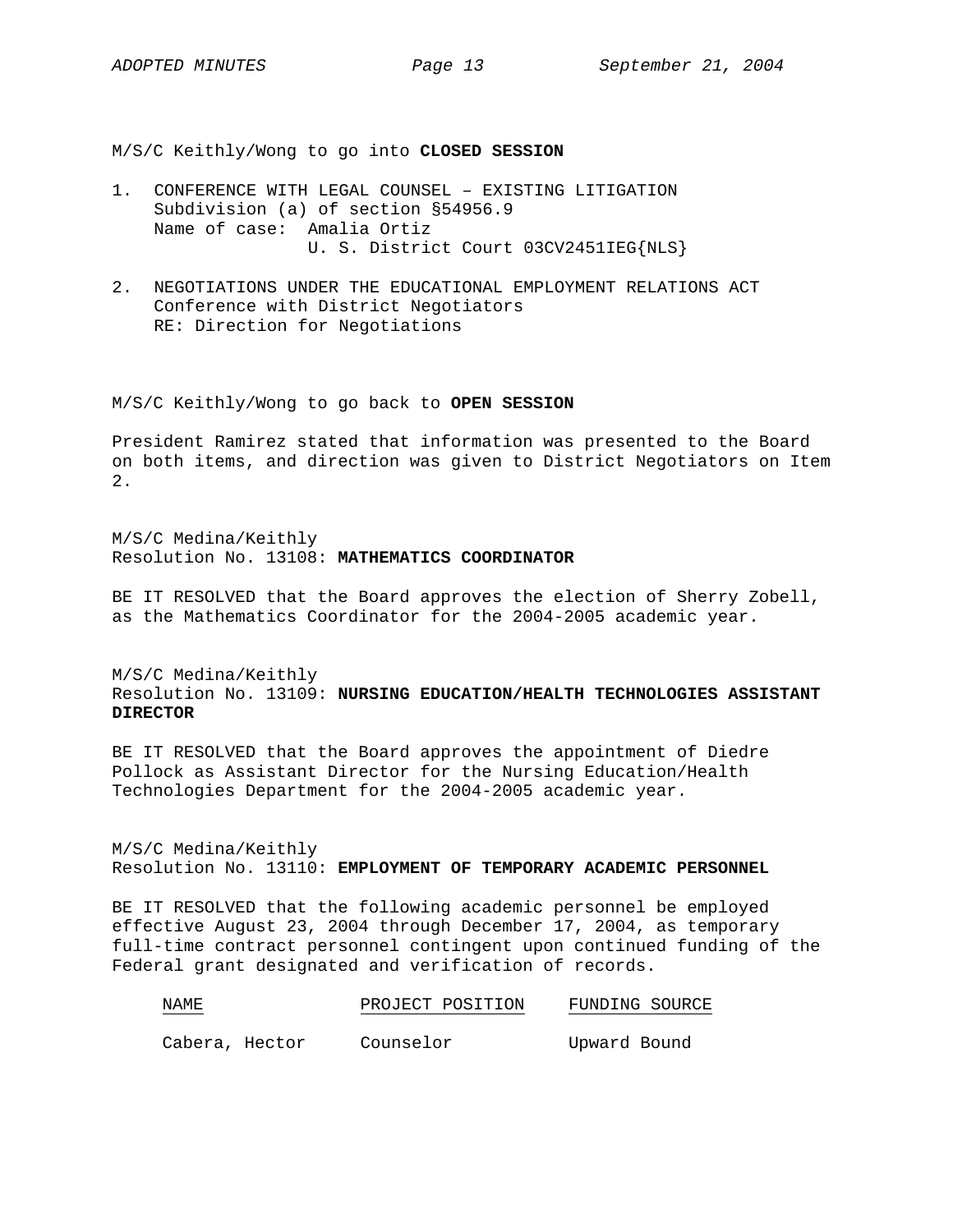M/S/C Keithly/Wong to go into **CLOSED SESSION**

1. CONFERENCE WITH LEGAL COUNSEL – EXISTING LITIGATION
   Subdivision (a) of section §54956.9
   Name of case: Amalia Ortiz
   U. S. District Court 03CV2451IEG{NLS}

2. NEGOTIATIONS UNDER THE EDUCATIONAL EMPLOYMENT RELATIONS ACT
   Conference with District Negotiators
   RE: Direction for Negotiations

M/S/C Keithly/Wong to go back to **OPEN SESSION**

President Ramirez stated that information was presented to the Board on both items, and direction was given to District Negotiators on Item 2.

M/S/C Medina/Keithly
Resolution No. 13108: **MATHEMATICS COORDINATOR**

BE IT RESOLVED that the Board approves the election of Sherry Zobell, as the Mathematics Coordinator for the 2004-2005 academic year.

M/S/C Medina/Keithly
Resolution No. 13109: **NURSING EDUCATION/HEALTH TECHNOLOGIES ASSISTANT DIRECTOR**

BE IT RESOLVED that the Board approves the appointment of Diedre Pollock as Assistant Director for the Nursing Education/Health Technologies Department for the 2004-2005 academic year.

M/S/C Medina/Keithly
Resolution No. 13110: **EMPLOYMENT OF TEMPORARY ACADEMIC PERSONNEL**

BE IT RESOLVED that the following academic personnel be employed effective August 23, 2004 through December 17, 2004, as temporary full-time contract personnel contingent upon continued funding of the Federal grant designated and verification of records.

| NAME | PROJECT POSITION | FUNDING SOURCE |
|---|---|---|
| Cabera, Hector | Counselor | Upward Bound |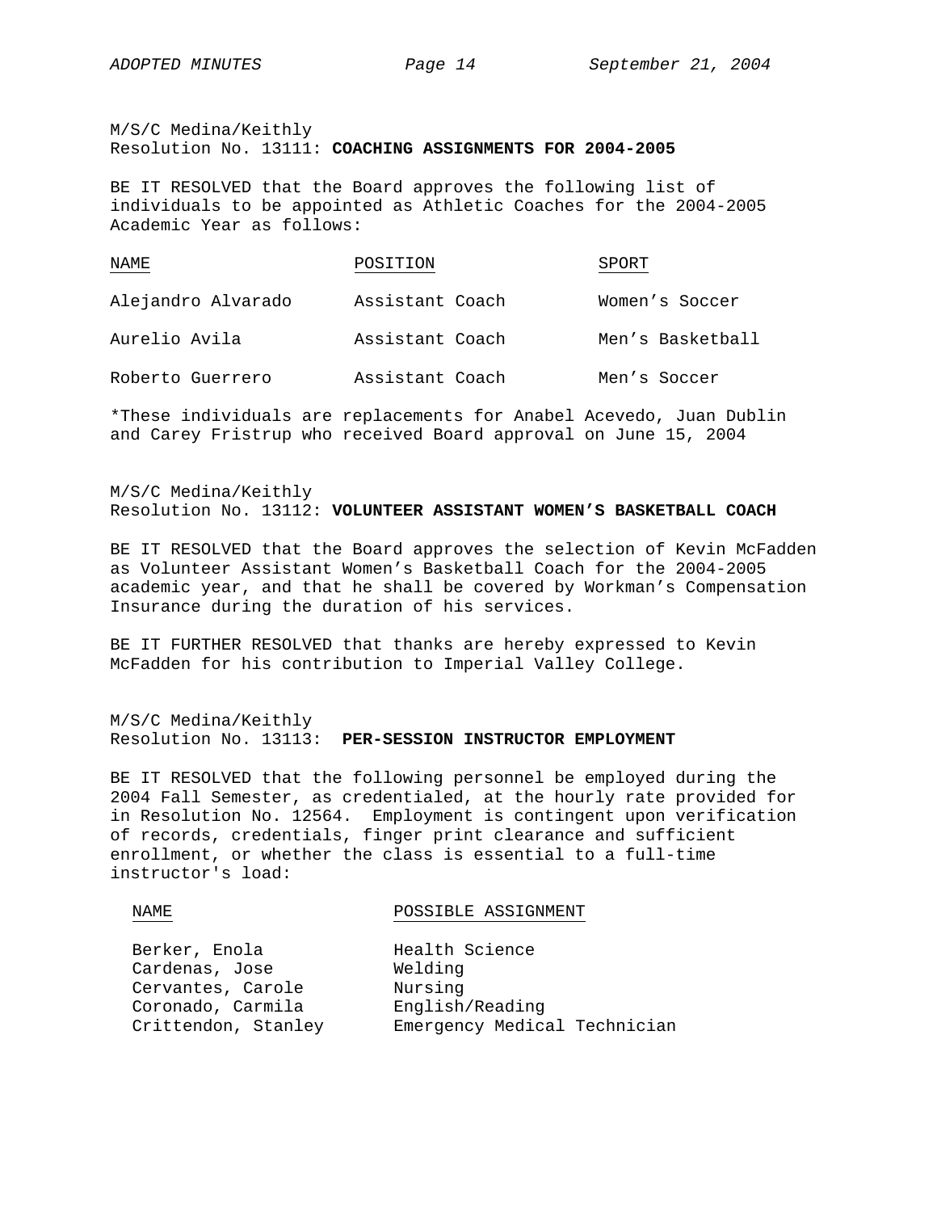M/S/C Medina/Keithly
Resolution No. 13111: **COACHING ASSIGNMENTS FOR 2004-2005**

BE IT RESOLVED that the Board approves the following list of individuals to be appointed as Athletic Coaches for the 2004-2005 Academic Year as follows:

| NAME | POSITION | SPORT |
|---|---|---|
| Alejandro Alvarado | Assistant Coach | Women's Soccer |
| Aurelio Avila | Assistant Coach | Men's Basketball |
| Roberto Guerrero | Assistant Coach | Men's Soccer |

*These individuals are replacements for Anabel Acevedo, Juan Dublin and Carey Fristrup who received Board approval on June 15, 2004

M/S/C Medina/Keithly
Resolution No. 13112: **VOLUNTEER ASSISTANT WOMEN'S BASKETBALL COACH**

BE IT RESOLVED that the Board approves the selection of Kevin McFadden as Volunteer Assistant Women's Basketball Coach for the 2004-2005 academic year, and that he shall be covered by Workman's Compensation Insurance during the duration of his services.

BE IT FURTHER RESOLVED that thanks are hereby expressed to Kevin McFadden for his contribution to Imperial Valley College.

M/S/C Medina/Keithly
Resolution No. 13113: **PER-SESSION INSTRUCTOR EMPLOYMENT**

BE IT RESOLVED that the following personnel be employed during the 2004 Fall Semester, as credentialed, at the hourly rate provided for in Resolution No. 12564. Employment is contingent upon verification of records, credentials, finger print clearance and sufficient enrollment, or whether the class is essential to a full-time instructor's load:

| NAME | POSSIBLE ASSIGNMENT |
|---|---|
| Berker, Enola | Health Science |
| Cardenas, Jose | Welding |
| Cervantes, Carole | Nursing |
| Coronado, Carmila | English/Reading |
| Crittendon, Stanley | Emergency Medical Technician |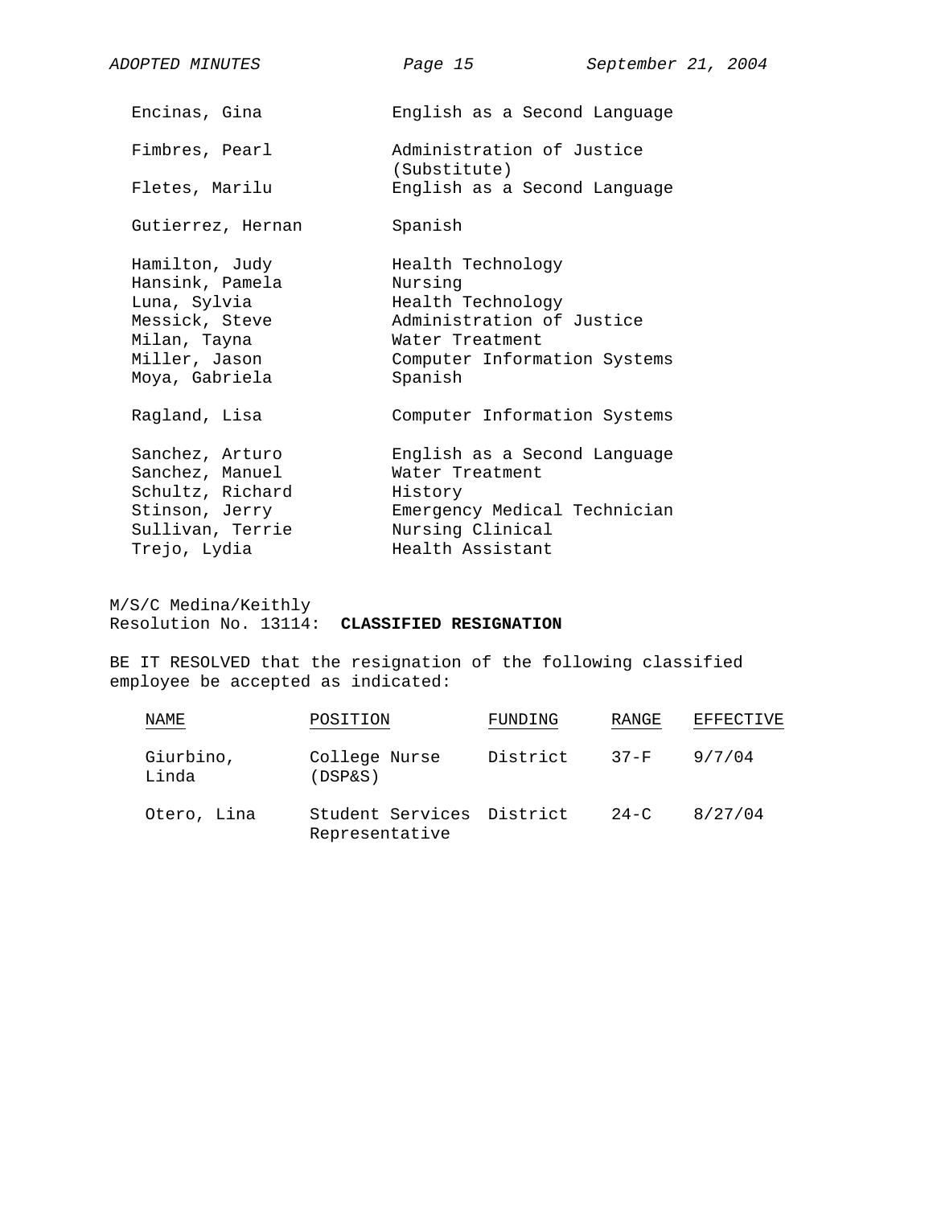| | |
|---|---|
| Encinas, Gina | English as a Second Language |
| Fimbres, Pearl | Administration of Justice (Substitute) |
| Fletes, Marilu | English as a Second Language |
| Gutierrez, Hernan | Spanish |
| Hamilton, Judy | Health Technology |
| Hansink, Pamela | Nursing |
| Luna, Sylvia | Health Technology |
| Messick, Steve | Administration of Justice |
| Milan, Tayna | Water Treatment |
| Miller, Jason | Computer Information Systems |
| Moya, Gabriela | Spanish |
| Ragland, Lisa | Computer Information Systems |
| Sanchez, Arturo | English as a Second Language |
| Sanchez, Manuel | Water Treatment |
| Schultz, Richard | History |
| Stinson, Jerry | Emergency Medical Technician |
| Sullivan, Terrie | Nursing Clinical |
| Trejo, Lydia | Health Assistant |

M/S/C Medina/Keithly
Resolution No. 13114: **CLASSIFIED RESIGNATION**

BE IT RESOLVED that the resignation of the following classified employee be accepted as indicated:

| NAME | POSITION | FUNDING | RANGE | EFFECTIVE |
|---|---|---|---|---|
| Giurbino, Linda | College Nurse (DSP&S) | District | 37-F | 9/7/04 |
| Otero, Lina | Student Services Representative | District | 24-C | 8/27/04 |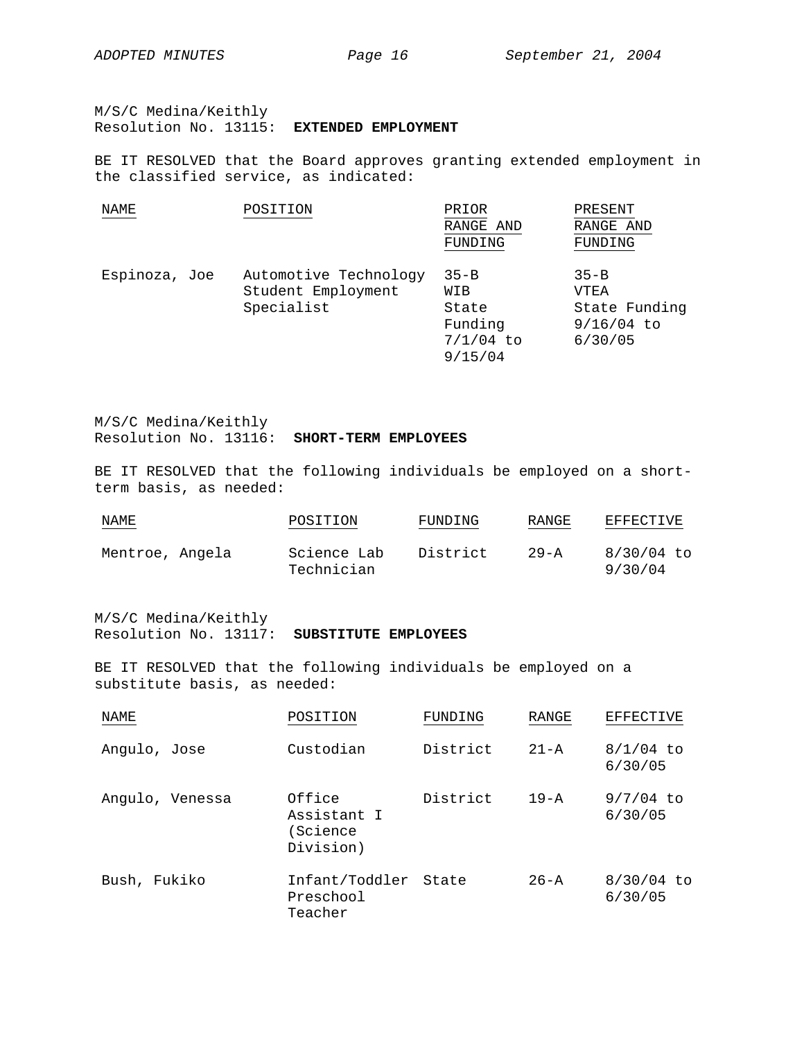M/S/C Medina/Keithly
Resolution No. 13115: **EXTENDED EMPLOYMENT**

BE IT RESOLVED that the Board approves granting extended employment in the classified service, as indicated:

| NAME | POSITION | PRIOR RANGE AND FUNDING | PRESENT RANGE AND FUNDING |
|---|---|---|---|
| Espinoza, Joe | Automotive Technology Student Employment Specialist | 35-B WIB State Funding 7/1/04 to 9/15/04 | 35-B VTEA State Funding 9/16/04 to 6/30/05 |

M/S/C Medina/Keithly
Resolution No. 13116: **SHORT-TERM EMPLOYEES**

BE IT RESOLVED that the following individuals be employed on a short-term basis, as needed:

| NAME | POSITION | FUNDING | RANGE | EFFECTIVE |
|---|---|---|---|---|
| Mentroe, Angela | Science Lab Technician | District | 29-A | 8/30/04 to 9/30/04 |

M/S/C Medina/Keithly
Resolution No. 13117: **SUBSTITUTE EMPLOYEES**

BE IT RESOLVED that the following individuals be employed on a substitute basis, as needed:

| NAME | POSITION | FUNDING | RANGE | EFFECTIVE |
|---|---|---|---|---|
| Angulo, Jose | Custodian | District | 21-A | 8/1/04 to 6/30/05 |
| Angulo, Venessa | Office Assistant I (Science Division) | District | 19-A | 9/7/04 to 6/30/05 |
| Bush, Fukiko | Infant/Toddler Preschool Teacher | State | 26-A | 8/30/04 to 6/30/05 |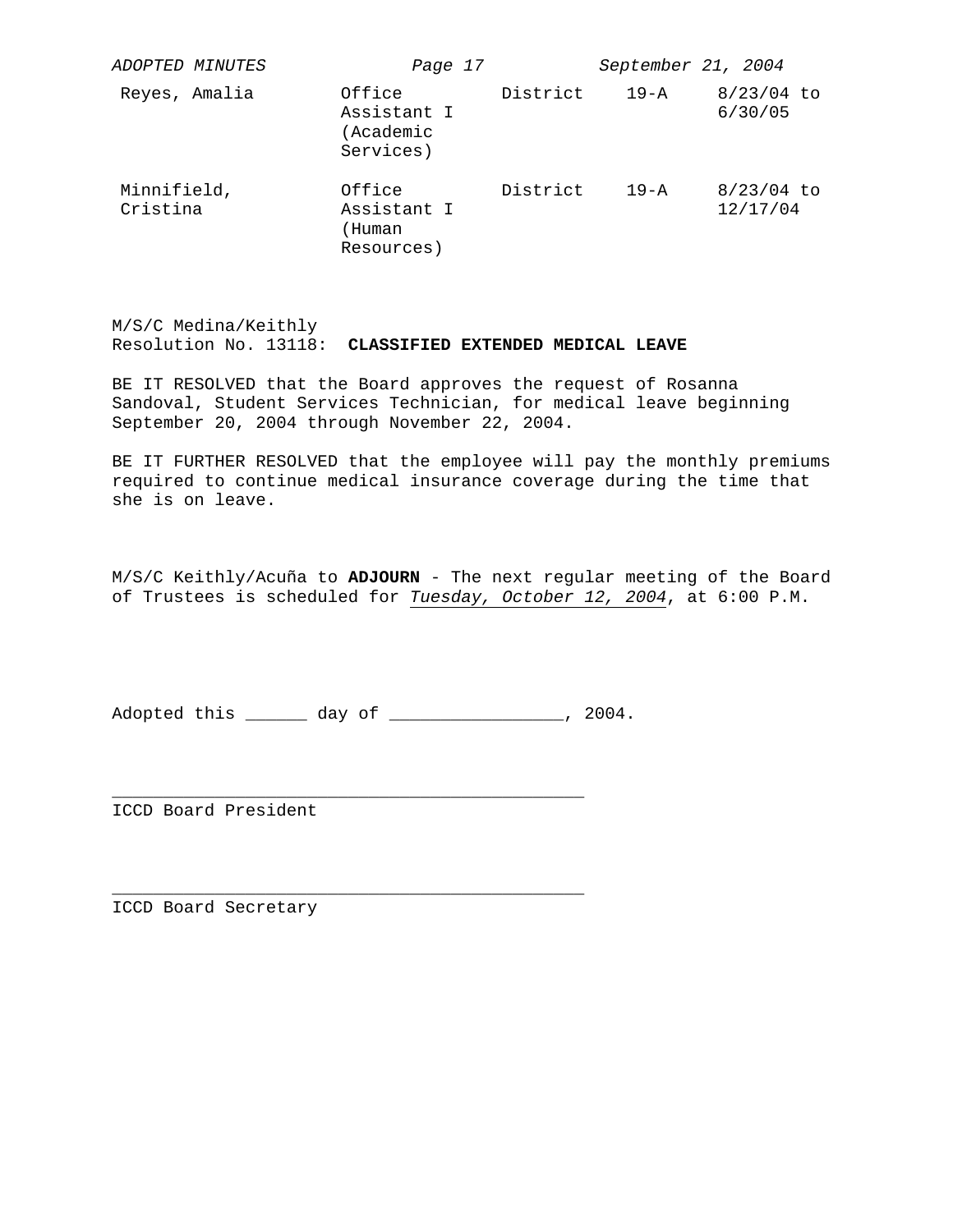| | | | | |
|---|---|---|---|---|
| Reyes, Amalia | Office Assistant I (Academic Services) | District | 19-A | 8/23/04 to 6/30/05 |
| Minnifield, Cristina | Office Assistant I (Human Resources) | District | 19-A | 8/23/04 to 12/17/04 |

M/S/C Medina/Keithly
Resolution No. 13118: **CLASSIFIED EXTENDED MEDICAL LEAVE**

BE IT RESOLVED that the Board approves the request of Rosanna Sandoval, Student Services Technician, for medical leave beginning September 20, 2004 through November 22, 2004.

BE IT FURTHER RESOLVED that the employee will pay the monthly premiums required to continue medical insurance coverage during the time that she is on leave.

M/S/C Keithly/Acuña to **ADJOURN** - The next regular meeting of the Board of Trustees is scheduled for *Tuesday, October 12, 2004*, at 6:00 P.M.

Adopted this ______ day of _________________, 2004.

______________________________________________
ICCD Board President

______________________________________________
ICCD Board Secretary